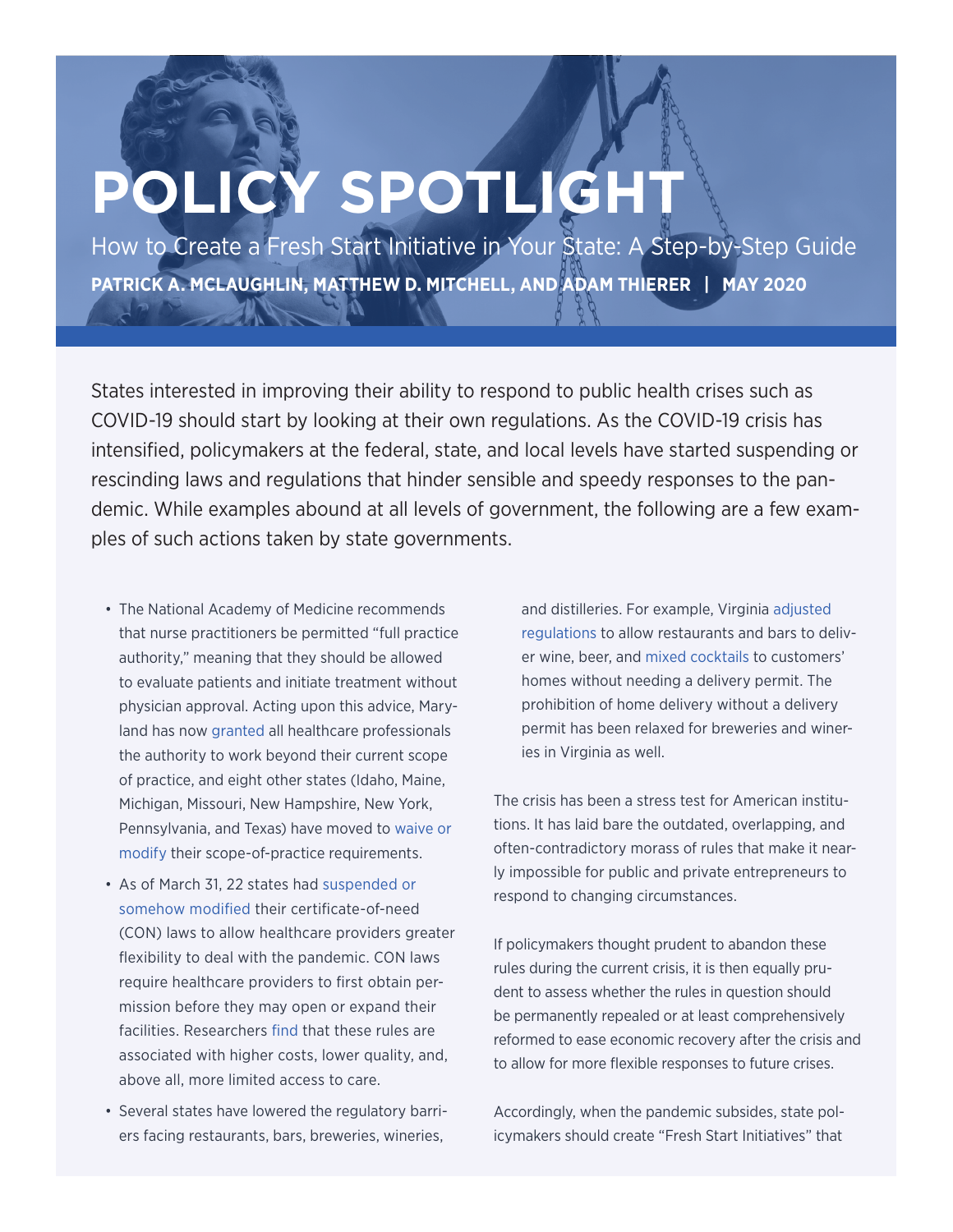# POLICY SPOTLIGHT

How to Create a Fresh Start Initiative in Your State: A Step-by-Step Guide

**PATRICK A. MCLAUGHLIN, MATTHEW D. MITCHELL, AND ADAM THIERER | MAY 2020**

States interested in improving their ability to respond to public health crises such as COVID-19 should start by looking at their own regulations. As the COVID-19 crisis has intensified, policymakers at the federal, state, and local levels have started suspending or rescinding laws and regulations that hinder sensible and speedy responses to the pandemic. While examples abound at all levels of government, the following are a few examples of such actions taken by state governments.

- The National Academy of Medicine recommends that nurse practitioners be permitted "full practice authority," meaning that they should be allowed to evaluate patients and initiate treatment without physician approval. Acting upon this advice, Maryland has now granted all healthcare professionals the authority to work beyond their current scope of practice, and eight other states (Idaho, Maine, Michigan, Missouri, New Hampshire, New York, Pennsylvania, and Texas) have moved to waive or modify their scope-of-practice requirements.
- As of March 31, 22 states had suspended or somehow modified their certificate-of-need (CON) laws to allow healthcare providers greater flexibility to deal with the pandemic. CON laws require healthcare providers to first obtain permission before they may open or expand their facilities. Researchers find that these rules are associated with higher costs, lower quality, and, above all, more limited access to care.
- Several states have lowered the regulatory barriers facing restaurants, bars, breweries, wineries, and distilleries. For example, Virginia adjusted regulations to allow restaurants and bars to deliver wine, beer, and mixed cocktails to customers' homes without needing a delivery permit. The prohibition of home delivery without a delivery permit has been relaxed for breweries and wineries in Virginia as well.

The crisis has been a stress test for American institutions. It has laid bare the outdated, overlapping, and often-contradictory morass of rules that make it nearly impossible for public and private entrepreneurs to respond to changing circumstances.

If policymakers thought prudent to abandon these rules during the current crisis, it is then equally prudent to assess whether the rules in question should be permanently repealed or at least comprehensively reformed to ease economic recovery after the crisis and to allow for more flexible responses to future crises.

Accordingly, when the pandemic subsides, state policymakers should create "Fresh Start Initiatives" that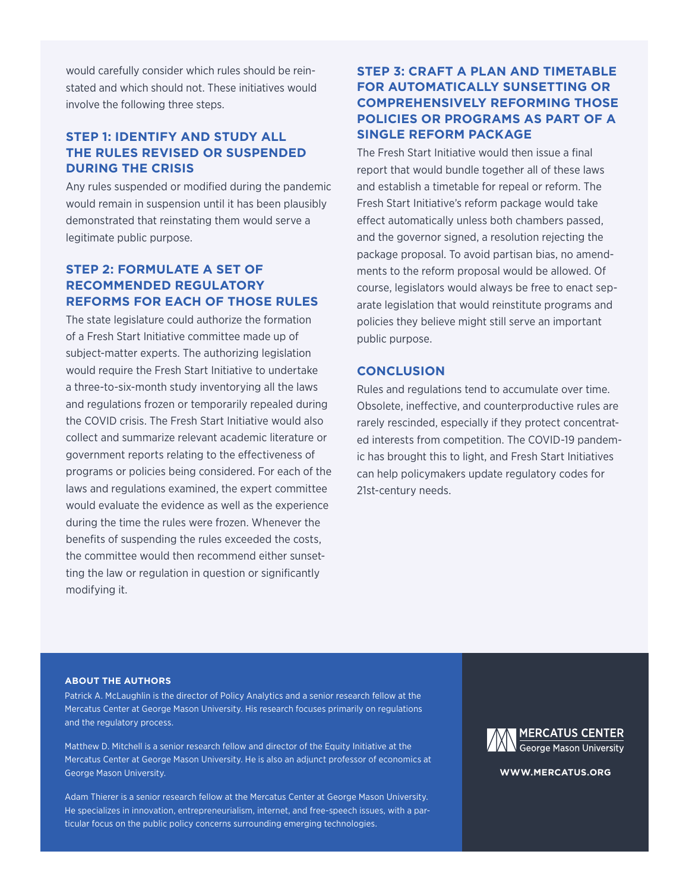would carefully consider which rules should be reinstated and which should not. These initiatives would involve the following three steps.

## STEP 1: IDENTIFY AND STUDY ALL THE RULES REVISED OR SUSPENDED DURING THE CRISIS

Any rules suspended or modified during the pandemic would remain in suspension until it has been plausibly demonstrated that reinstating them would serve a legitimate public purpose.

## STEP 2: FORMULATE A SET OF RECOMMENDED REGULATORY REFORMS FOR EACH OF THOSE RULES

The state legislature could authorize the formation of a Fresh Start Initiative committee made up of subject-matter experts. The authorizing legislation would require the Fresh Start Initiative to undertake a three-to-six-month study inventorying all the laws and regulations frozen or temporarily repealed during the COVID crisis. The Fresh Start Initiative would also collect and summarize relevant academic literature or government reports relating to the effectiveness of programs or policies being considered. For each of the laws and regulations examined, the expert committee would evaluate the evidence as well as the experience during the time the rules were frozen. Whenever the benefits of suspending the rules exceeded the costs, the committee would then recommend either sunsetting the law or regulation in question or significantly modifying it.

## STEP 3: CRAFT A PLAN AND TIMETABLE FOR AUTOMATICALLY SUNSETTING OR COMPREHENSIVELY REFORMING THOSE POLICIES OR PROGRAMS AS PART OF A SINGLE REFORM PACKAGE

The Fresh Start Initiative would then issue a final report that would bundle together all of these laws and establish a timetable for repeal or reform. The Fresh Start Initiative's reform package would take effect automatically unless both chambers passed, and the governor signed, a resolution rejecting the package proposal. To avoid partisan bias, no amendments to the reform proposal would be allowed. Of course, legislators would always be free to enact separate legislation that would reinstitute programs and policies they believe might still serve an important public purpose.

## CONCLUSION

Rules and regulations tend to accumulate over time. Obsolete, ineffective, and counterproductive rules are rarely rescinded, especially if they protect concentrated interests from competition. The COVID-19 pandemic has brought this to light, and Fresh Start Initiatives can help policymakers update regulatory codes for 21st-century needs.

**ABOUT THE AUTHORS**

Patrick A. McLaughlin is the director of Policy Analytics and a senior research fellow at the Mercatus Center at George Mason University. His research focuses primarily on regulations and the regulatory process.

Matthew D. Mitchell is a senior research fellow and director of the Equity Initiative at the Mercatus Center at George Mason University. He is also an adjunct professor of economics at George Mason University.

Adam Thierer is a senior research fellow at the Mercatus Center at George Mason University. He specializes in innovation, entrepreneurialism, internet, and free-speech issues, with a particular focus on the public policy concerns surrounding emerging technologies.

MERCATUS CENTER
George Mason University

**WWW.MERCATUS.ORG**